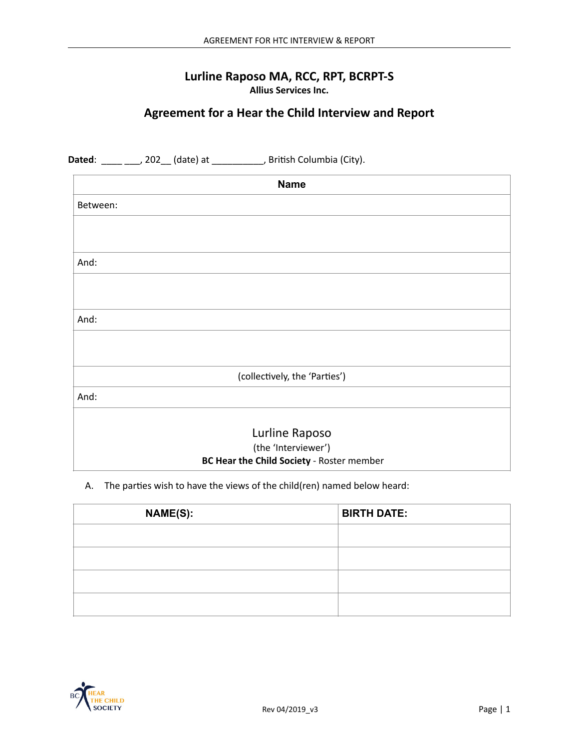# Lurline Raposo MA, RCC, RPT, BCRPT-S

**Allius Services Inc.**

## Agreement for a Hear the Child Interview and Report

**Dated**: ____ ___, 202__ (date) at __________, British Columbia (City).

| Name |
|---|
| Between: |
| |
| And: |
| |
| And: |
| |
| (collectively, the 'Parties') |
| And: |
| Lurline Raposo<br>(the 'Interviewer')<br>**BC Hear the Child Society** - Roster member |

A. The parties wish to have the views of the child(ren) named below heard:

| NAME(S): | BIRTH DATE: |
|---|---|
| | |
| | |
| | |
| | |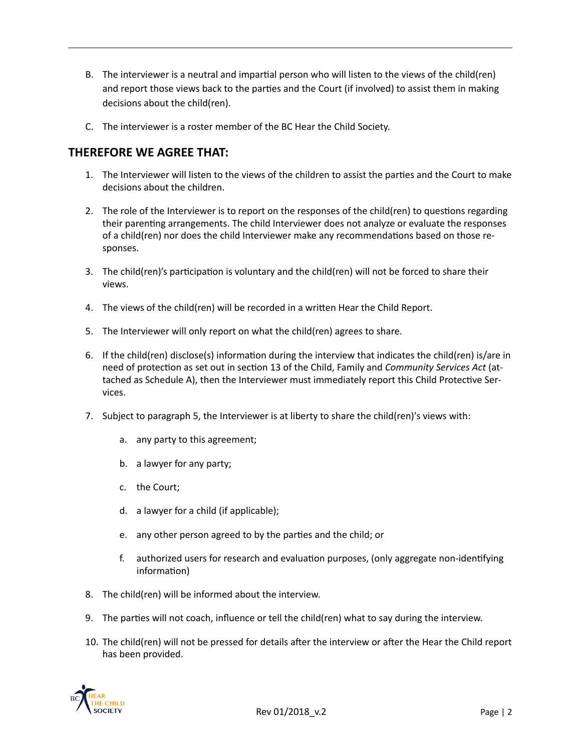B. The interviewer is a neutral and impartial person who will listen to the views of the child(ren) and report those views back to the parties and the Court (if involved) to assist them in making decisions about the child(ren).

C. The interviewer is a roster member of the BC Hear the Child Society.

## THEREFORE WE AGREE THAT:

1. The Interviewer will listen to the views of the children to assist the parties and the Court to make decisions about the children.

2. The role of the Interviewer is to report on the responses of the child(ren) to questions regarding their parenting arrangements. The child Interviewer does not analyze or evaluate the responses of a child(ren) nor does the child Interviewer make any recommendations based on those responses.

3. The child(ren)'s participation is voluntary and the child(ren) will not be forced to share their views.

4. The views of the child(ren) will be recorded in a written Hear the Child Report.

5. The Interviewer will only report on what the child(ren) agrees to share.

6. If the child(ren) disclose(s) information during the interview that indicates the child(ren) is/are in need of protection as set out in section 13 of the Child, Family and *Community Services Act* (attached as Schedule A), then the Interviewer must immediately report this Child Protective Services.

7. Subject to paragraph 5, the Interviewer is at liberty to share the child(ren)'s views with:

    a. any party to this agreement;

    b. a lawyer for any party;

    c. the Court;

    d. a lawyer for a child (if applicable);

    e. any other person agreed to by the parties and the child; or

    f. authorized users for research and evaluation purposes, (only aggregate non-identifying information)

8. The child(ren) will be informed about the interview.

9. The parties will not coach, influence or tell the child(ren) what to say during the interview.

10. The child(ren) will not be pressed for details after the interview or after the Hear the Child report has been provided.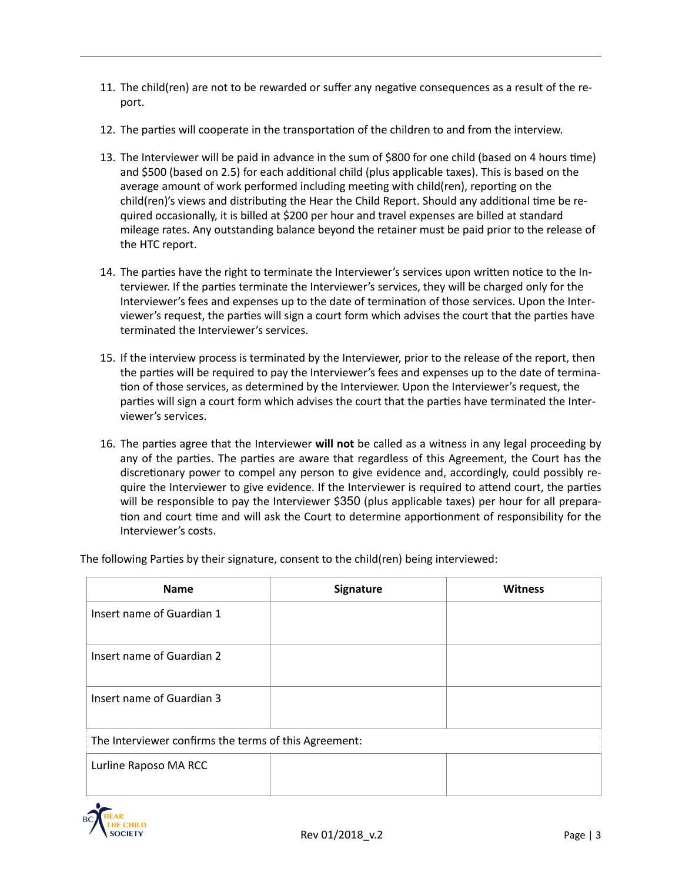11. The child(ren) are not to be rewarded or suffer any negative consequences as a result of the report.

12. The parties will cooperate in the transportation of the children to and from the interview.

13. The Interviewer will be paid in advance in the sum of $800 for one child (based on 4 hours time) and $500 (based on 2.5) for each additional child (plus applicable taxes). This is based on the average amount of work performed including meeting with child(ren), reporting on the child(ren)'s views and distributing the Hear the Child Report. Should any additional time be required occasionally, it is billed at $200 per hour and travel expenses are billed at standard mileage rates. Any outstanding balance beyond the retainer must be paid prior to the release of the HTC report.

14. The parties have the right to terminate the Interviewer's services upon written notice to the Interviewer. If the parties terminate the Interviewer's services, they will be charged only for the Interviewer's fees and expenses up to the date of termination of those services. Upon the Interviewer's request, the parties will sign a court form which advises the court that the parties have terminated the Interviewer's services.

15. If the interview process is terminated by the Interviewer, prior to the release of the report, then the parties will be required to pay the Interviewer's fees and expenses up to the date of termination of those services, as determined by the Interviewer. Upon the Interviewer's request, the parties will sign a court form which advises the court that the parties have terminated the Interviewer's services.

16. The parties agree that the Interviewer **will not** be called as a witness in any legal proceeding by any of the parties. The parties are aware that regardless of this Agreement, the Court has the discretionary power to compel any person to give evidence and, accordingly, could possibly require the Interviewer to give evidence. If the Interviewer is required to attend court, the parties will be responsible to pay the Interviewer $350 (plus applicable taxes) per hour for all preparation and court time and will ask the Court to determine apportionment of responsibility for the Interviewer's costs.

The following Parties by their signature, consent to the child(ren) being interviewed:

| Name | Signature | Witness |
|---|---|---|
| Insert name of Guardian 1 | | |
| Insert name of Guardian 2 | | |
| Insert name of Guardian 3 | | |
| The Interviewer confirms the terms of this Agreement: | | |
| Lurline Raposo MA RCC | | |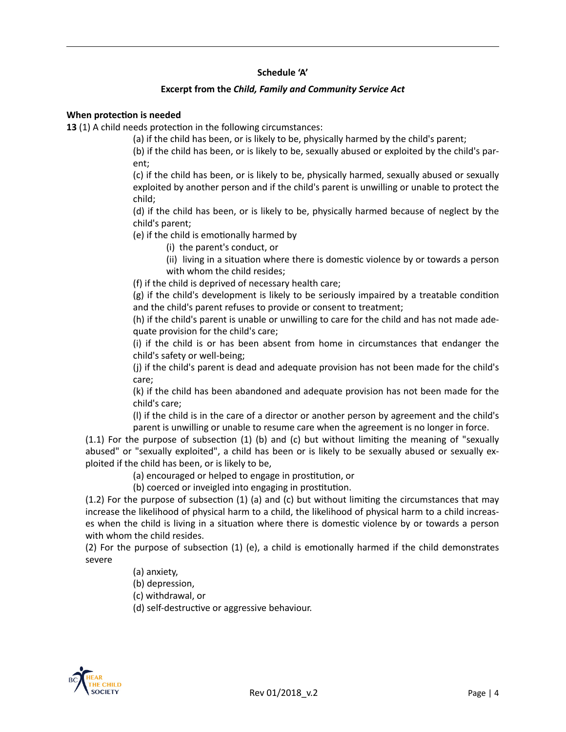**Schedule 'A'**

**Excerpt from the *Child, Family and Community Service Act***

**When protection is needed**

**13** (1) A child needs protection in the following circumstances:

(a) if the child has been, or is likely to be, physically harmed by the child's parent;

(b) if the child has been, or is likely to be, sexually abused or exploited by the child's parent;

(c) if the child has been, or is likely to be, physically harmed, sexually abused or sexually exploited by another person and if the child's parent is unwilling or unable to protect the child;

(d) if the child has been, or is likely to be, physically harmed because of neglect by the child's parent;

(e) if the child is emotionally harmed by

(i) the parent's conduct, or

(ii) living in a situation where there is domestic violence by or towards a person with whom the child resides;

(f) if the child is deprived of necessary health care;

(g) if the child's development is likely to be seriously impaired by a treatable condition and the child's parent refuses to provide or consent to treatment;

(h) if the child's parent is unable or unwilling to care for the child and has not made adequate provision for the child's care;

(i) if the child is or has been absent from home in circumstances that endanger the child's safety or well-being;

(j) if the child's parent is dead and adequate provision has not been made for the child's care;

(k) if the child has been abandoned and adequate provision has not been made for the child's care;

(l) if the child is in the care of a director or another person by agreement and the child's parent is unwilling or unable to resume care when the agreement is no longer in force.

(1.1) For the purpose of subsection (1) (b) and (c) but without limiting the meaning of "sexually abused" or "sexually exploited", a child has been or is likely to be sexually abused or sexually exploited if the child has been, or is likely to be,

(a) encouraged or helped to engage in prostitution, or

(b) coerced or inveigled into engaging in prostitution.

(1.2) For the purpose of subsection (1) (a) and (c) but without limiting the circumstances that may increase the likelihood of physical harm to a child, the likelihood of physical harm to a child increases when the child is living in a situation where there is domestic violence by or towards a person with whom the child resides.

(2) For the purpose of subsection (1) (e), a child is emotionally harmed if the child demonstrates severe

(a) anxiety,

(b) depression,

(c) withdrawal, or

(d) self-destructive or aggressive behaviour.